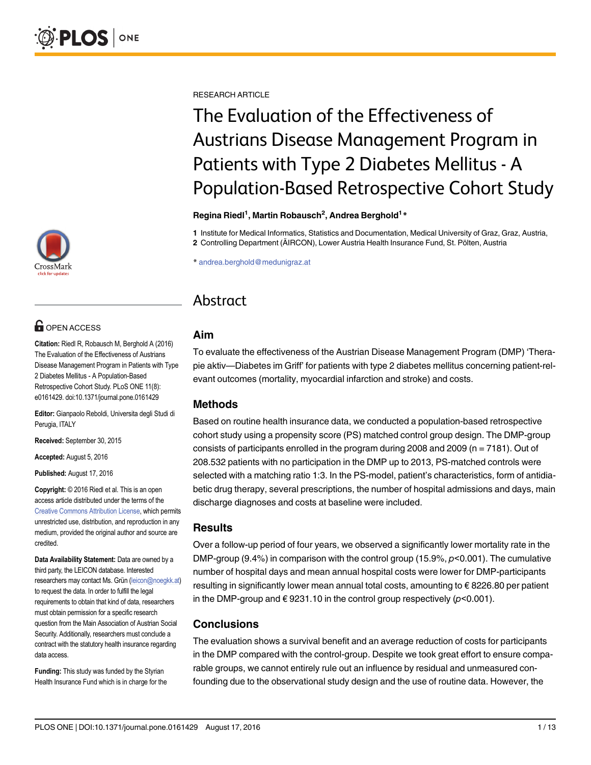RESEARCH ARTICLE

# The Evaluation of the Effectiveness of Austrians Disease Management Program in Patients with Type 2 Diabetes Mellitus - A Population-Based Retrospective Cohort Study

**Regina Riedl[1], Martin Robausch[2], Andrea Berghold[1]***

**1** Institute for Medical Informatics, Statistics and Documentation, Medical University of Graz, Graz, Austria,
**2** Controlling Department (ÄIRCON), Lower Austria Health Insurance Fund, St. Pölten, Austria

* andrea.berghold@medunigraz.at

## Abstract

### Aim

To evaluate the effectiveness of the Austrian Disease Management Program (DMP) 'Therapie aktiv—Diabetes im Griff' for patients with type 2 diabetes mellitus concerning patient-relevant outcomes (mortality, myocardial infarction and stroke) and costs.

### Methods

Based on routine health insurance data, we conducted a population-based retrospective cohort study using a propensity score (PS) matched control group design. The DMP-group consists of participants enrolled in the program during 2008 and 2009 (n = 7181). Out of 208.532 patients with no participation in the DMP up to 2013, PS-matched controls were selected with a matching ratio 1:3. In the PS-model, patient's characteristics, form of antidiabetic drug therapy, several prescriptions, the number of hospital admissions and days, main discharge diagnoses and costs at baseline were included.

### Results

Over a follow-up period of four years, we observed a significantly lower mortality rate in the DMP-group (9.4%) in comparison with the control group (15.9%, $p<0.001$). The cumulative number of hospital days and mean annual hospital costs were lower for DMP-participants resulting in significantly lower mean annual total costs, amounting to € 8226.80 per patient in the DMP-group and € 9231.10 in the control group respectively ($p<0.001$).

### Conclusions

The evaluation shows a survival benefit and an average reduction of costs for participants in the DMP compared with the control-group. Despite we took great effort to ensure comparable groups, we cannot entirely rule out an influence by residual and unmeasured confounding due to the observational study design and the use of routine data. However, the

**OPEN ACCESS**

**Citation:** Riedl R, Robausch M, Berghold A (2016) The Evaluation of the Effectiveness of Austrians Disease Management Program in Patients with Type 2 Diabetes Mellitus - A Population-Based Retrospective Cohort Study. PLoS ONE 11(8): e0161429. doi:10.1371/journal.pone.0161429

**Editor:** Gianpaolo Reboldi, Universita degli Studi di Perugia, ITALY

**Received:** September 30, 2015

**Accepted:** August 5, 2016

**Published:** August 17, 2016

**Copyright:** © 2016 Riedl et al. This is an open access article distributed under the terms of the Creative Commons Attribution License, which permits unrestricted use, distribution, and reproduction in any medium, provided the original author and source are credited.

**Data Availability Statement:** Data are owned by a third party, the LEICON database. Interested researchers may contact Ms. Grün (leicon@noegkk.at) to request the data. In order to fulfill the legal requirements to obtain that kind of data, researchers must obtain permission for a specific research question from the Main Association of Austrian Social Security. Additionally, researchers must conclude a contract with the statutory health insurance regarding data access.

**Funding:** This study was funded by the Styrian Health Insurance Fund which is in charge for the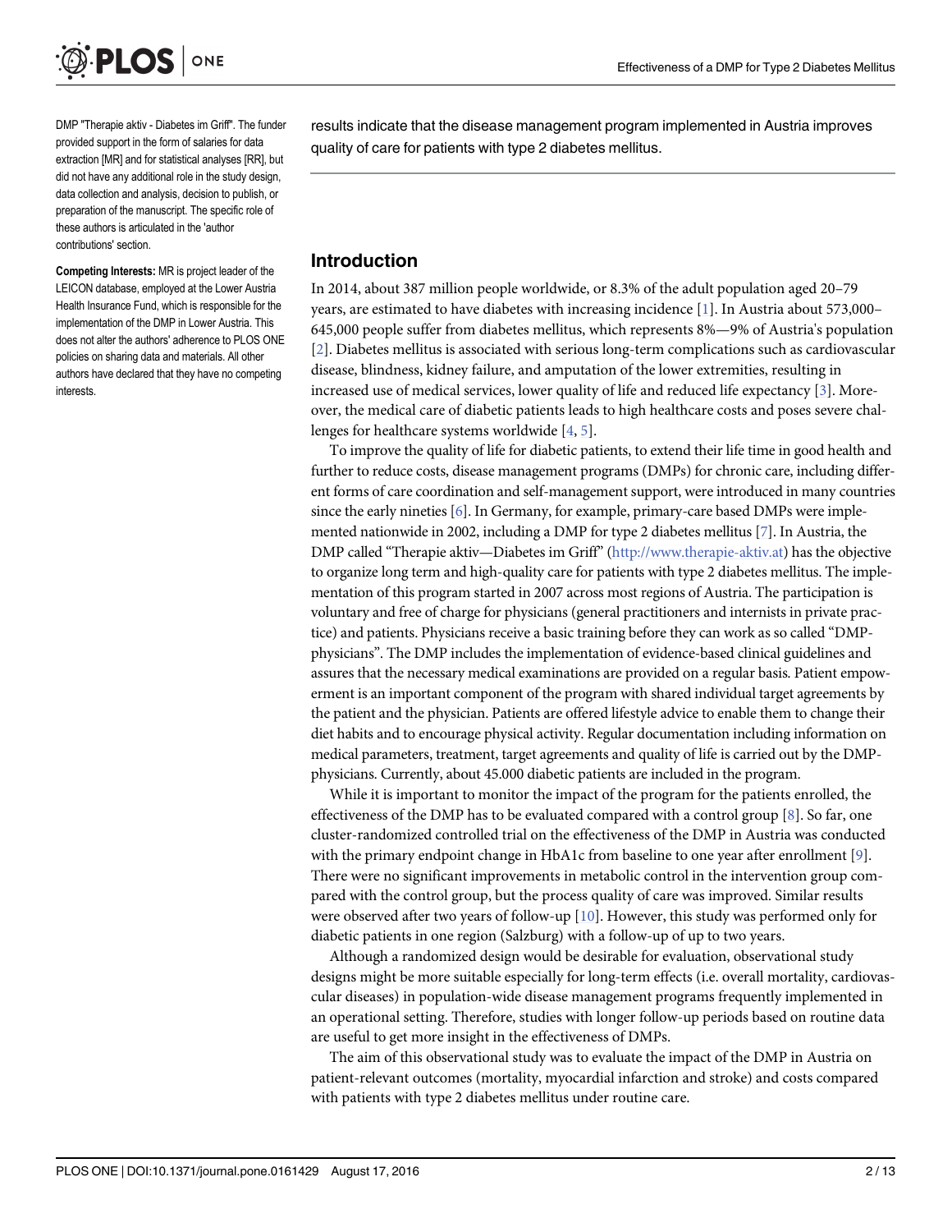DMP "Therapie aktiv - Diabetes im Griff". The funder provided support in the form of salaries for data extraction [MR] and for statistical analyses [RR], but did not have any additional role in the study design, data collection and analysis, decision to publish, or preparation of the manuscript. The specific role of these authors is articulated in the 'author contributions' section.

**Competing Interests:** MR is project leader of the LEICON database, employed at the Lower Austria Health Insurance Fund, which is responsible for the implementation of the DMP in Lower Austria. This does not alter the authors' adherence to PLOS ONE policies on sharing data and materials. All other authors have declared that they have no competing interests.

results indicate that the disease management program implemented in Austria improves quality of care for patients with type 2 diabetes mellitus.

## Introduction

In 2014, about 387 million people worldwide, or 8.3% of the adult population aged 20–79 years, are estimated to have diabetes with increasing incidence [1]. In Austria about 573,000–645,000 people suffer from diabetes mellitus, which represents 8%—9% of Austria's population [2]. Diabetes mellitus is associated with serious long-term complications such as cardiovascular disease, blindness, kidney failure, and amputation of the lower extremities, resulting in increased use of medical services, lower quality of life and reduced life expectancy [3]. Moreover, the medical care of diabetic patients leads to high healthcare costs and poses severe challenges for healthcare systems worldwide [4, 5].

To improve the quality of life for diabetic patients, to extend their life time in good health and further to reduce costs, disease management programs (DMPs) for chronic care, including different forms of care coordination and self-management support, were introduced in many countries since the early nineties [6]. In Germany, for example, primary-care based DMPs were implemented nationwide in 2002, including a DMP for type 2 diabetes mellitus [7]. In Austria, the DMP called "Therapie aktiv—Diabetes im Griff" (http://www.therapie-aktiv.at) has the objective to organize long term and high-quality care for patients with type 2 diabetes mellitus. The implementation of this program started in 2007 across most regions of Austria. The participation is voluntary and free of charge for physicians (general practitioners and internists in private practice) and patients. Physicians receive a basic training before they can work as so called "DMP-physicians". The DMP includes the implementation of evidence-based clinical guidelines and assures that the necessary medical examinations are provided on a regular basis. Patient empowerment is an important component of the program with shared individual target agreements by the patient and the physician. Patients are offered lifestyle advice to enable them to change their diet habits and to encourage physical activity. Regular documentation including information on medical parameters, treatment, target agreements and quality of life is carried out by the DMP-physicians. Currently, about 45.000 diabetic patients are included in the program.

While it is important to monitor the impact of the program for the patients enrolled, the effectiveness of the DMP has to be evaluated compared with a control group [8]. So far, one cluster-randomized controlled trial on the effectiveness of the DMP in Austria was conducted with the primary endpoint change in HbA1c from baseline to one year after enrollment [9]. There were no significant improvements in metabolic control in the intervention group compared with the control group, but the process quality of care was improved. Similar results were observed after two years of follow-up [10]. However, this study was performed only for diabetic patients in one region (Salzburg) with a follow-up of up to two years.

Although a randomized design would be desirable for evaluation, observational study designs might be more suitable especially for long-term effects (i.e. overall mortality, cardiovascular diseases) in population-wide disease management programs frequently implemented in an operational setting. Therefore, studies with longer follow-up periods based on routine data are useful to get more insight in the effectiveness of DMPs.

The aim of this observational study was to evaluate the impact of the DMP in Austria on patient-relevant outcomes (mortality, myocardial infarction and stroke) and costs compared with patients with type 2 diabetes mellitus under routine care.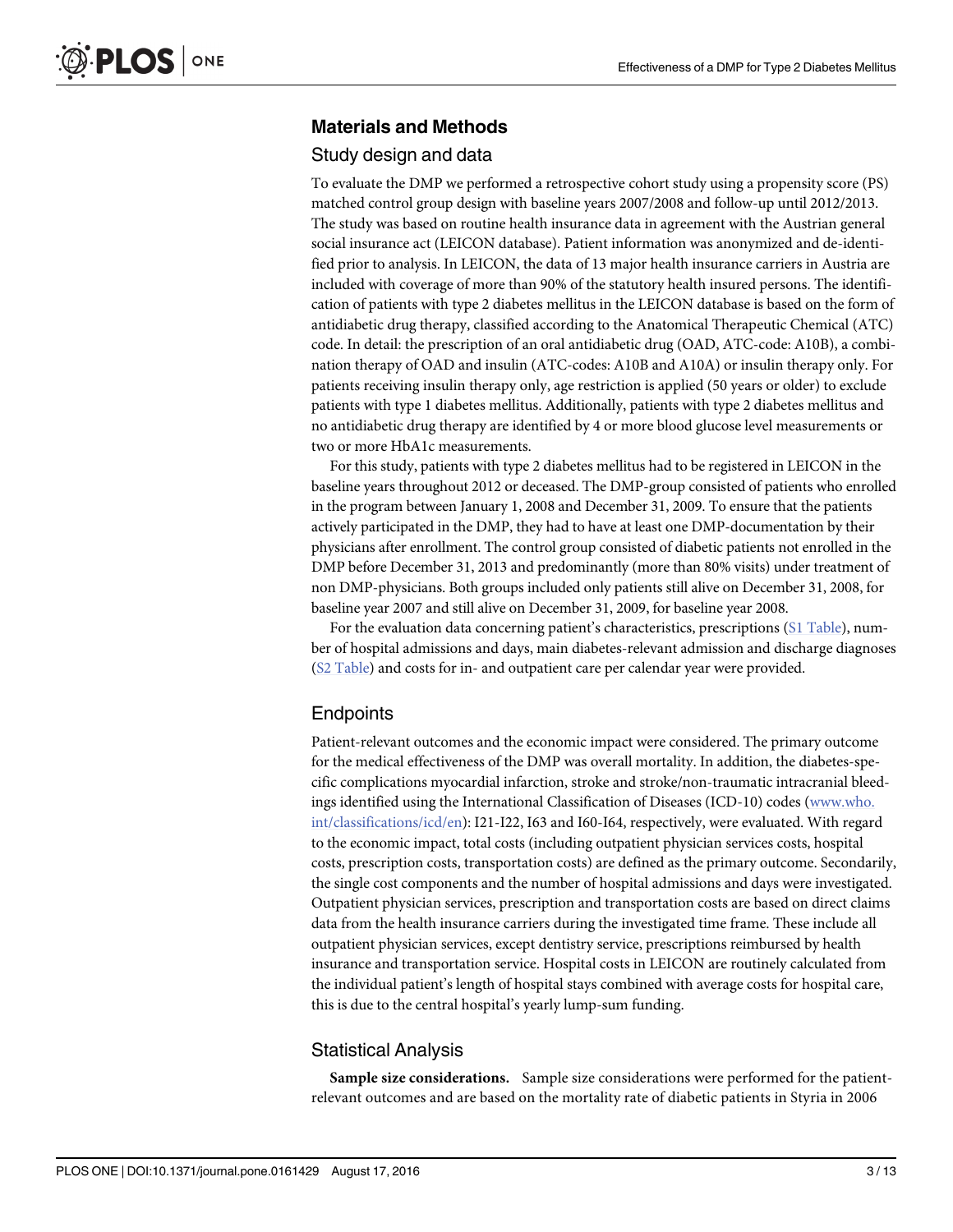## Materials and Methods

### Study design and data

To evaluate the DMP we performed a retrospective cohort study using a propensity score (PS) matched control group design with baseline years 2007/2008 and follow-up until 2012/2013. The study was based on routine health insurance data in agreement with the Austrian general social insurance act (LEICON database). Patient information was anonymized and de-identified prior to analysis. In LEICON, the data of 13 major health insurance carriers in Austria are included with coverage of more than 90% of the statutory health insured persons. The identification of patients with type 2 diabetes mellitus in the LEICON database is based on the form of antidiabetic drug therapy, classified according to the Anatomical Therapeutic Chemical (ATC) code. In detail: the prescription of an oral antidiabetic drug (OAD, ATC-code: A10B), a combination therapy of OAD and insulin (ATC-codes: A10B and A10A) or insulin therapy only. For patients receiving insulin therapy only, age restriction is applied (50 years or older) to exclude patients with type 1 diabetes mellitus. Additionally, patients with type 2 diabetes mellitus and no antidiabetic drug therapy are identified by 4 or more blood glucose level measurements or two or more HbA1c measurements.

For this study, patients with type 2 diabetes mellitus had to be registered in LEICON in the baseline years throughout 2012 or deceased. The DMP-group consisted of patients who enrolled in the program between January 1, 2008 and December 31, 2009. To ensure that the patients actively participated in the DMP, they had to have at least one DMP-documentation by their physicians after enrollment. The control group consisted of diabetic patients not enrolled in the DMP before December 31, 2013 and predominantly (more than 80% visits) under treatment of non DMP-physicians. Both groups included only patients still alive on December 31, 2008, for baseline year 2007 and still alive on December 31, 2009, for baseline year 2008.

For the evaluation data concerning patient's characteristics, prescriptions (S1 Table), number of hospital admissions and days, main diabetes-relevant admission and discharge diagnoses (S2 Table) and costs for in- and outpatient care per calendar year were provided.

### Endpoints

Patient-relevant outcomes and the economic impact were considered. The primary outcome for the medical effectiveness of the DMP was overall mortality. In addition, the diabetes-specific complications myocardial infarction, stroke and stroke/non-traumatic intracranial bleedings identified using the International Classification of Diseases (ICD-10) codes (www.who.int/classifications/icd/en): I21-I22, I63 and I60-I64, respectively, were evaluated. With regard to the economic impact, total costs (including outpatient physician services costs, hospital costs, prescription costs, transportation costs) are defined as the primary outcome. Secondarily, the single cost components and the number of hospital admissions and days were investigated. Outpatient physician services, prescription and transportation costs are based on direct claims data from the health insurance carriers during the investigated time frame. These include all outpatient physician services, except dentistry service, prescriptions reimbursed by health insurance and transportation service. Hospital costs in LEICON are routinely calculated from the individual patient's length of hospital stays combined with average costs for hospital care, this is due to the central hospital's yearly lump-sum funding.

### Statistical Analysis

**Sample size considerations.** Sample size considerations were performed for the patient-relevant outcomes and are based on the mortality rate of diabetic patients in Styria in 2006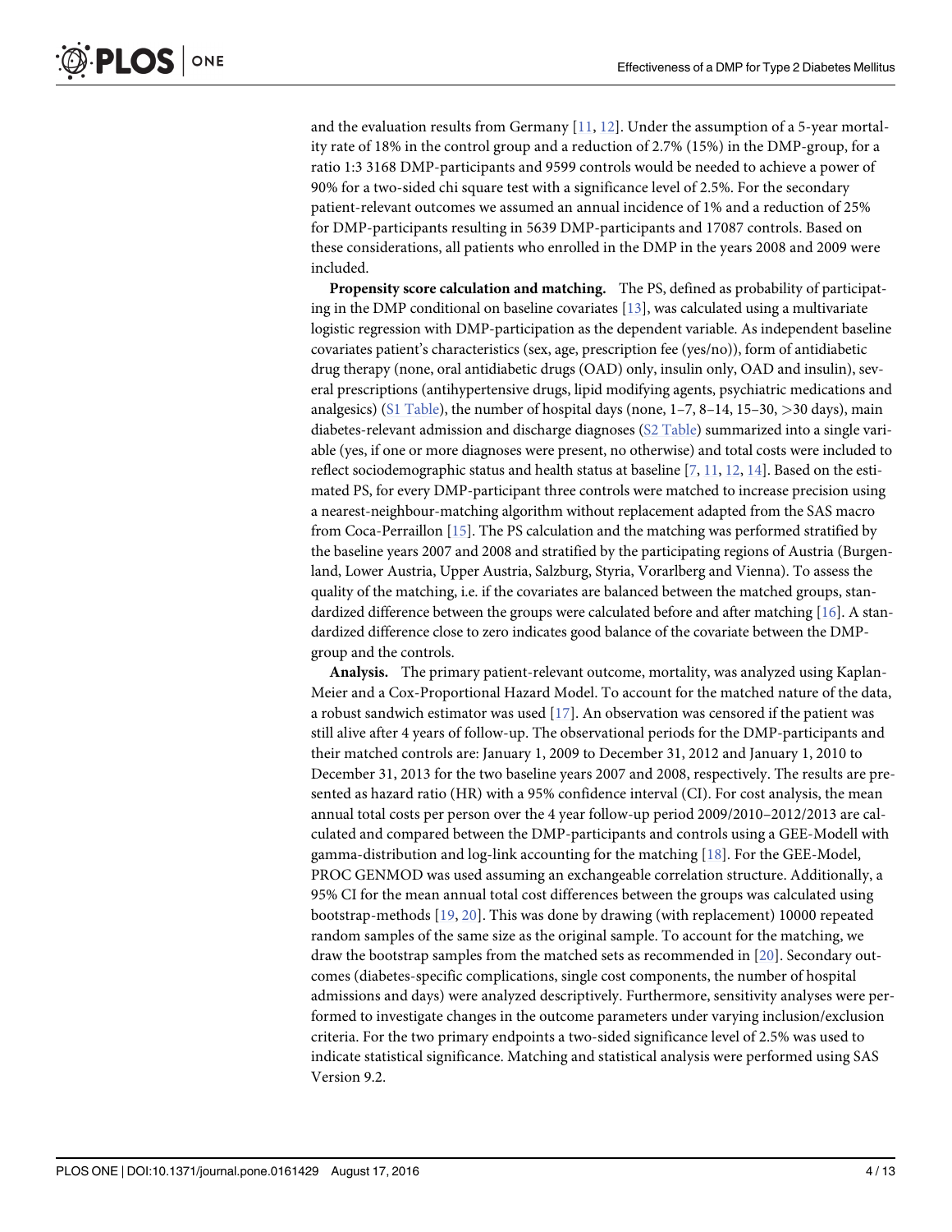and the evaluation results from Germany [11, 12]. Under the assumption of a 5-year mortality rate of 18% in the control group and a reduction of 2.7% (15%) in the DMP-group, for a ratio 1:3 3168 DMP-participants and 9599 controls would be needed to achieve a power of 90% for a two-sided chi square test with a significance level of 2.5%. For the secondary patient-relevant outcomes we assumed an annual incidence of 1% and a reduction of 25% for DMP-participants resulting in 5639 DMP-participants and 17087 controls. Based on these considerations, all patients who enrolled in the DMP in the years 2008 and 2009 were included.

**Propensity score calculation and matching.** The PS, defined as probability of participating in the DMP conditional on baseline covariates [13], was calculated using a multivariate logistic regression with DMP-participation as the dependent variable. As independent baseline covariates patient's characteristics (sex, age, prescription fee (yes/no)), form of antidiabetic drug therapy (none, oral antidiabetic drugs (OAD) only, insulin only, OAD and insulin), several prescriptions (antihypertensive drugs, lipid modifying agents, psychiatric medications and analgesics) (S1 Table), the number of hospital days (none, 1–7, 8–14, 15–30, >30 days), main diabetes-relevant admission and discharge diagnoses (S2 Table) summarized into a single variable (yes, if one or more diagnoses were present, no otherwise) and total costs were included to reflect sociodemographic status and health status at baseline [7, 11, 12, 14]. Based on the estimated PS, for every DMP-participant three controls were matched to increase precision using a nearest-neighbour-matching algorithm without replacement adapted from the SAS macro from Coca-Perraillon [15]. The PS calculation and the matching was performed stratified by the baseline years 2007 and 2008 and stratified by the participating regions of Austria (Burgenland, Lower Austria, Upper Austria, Salzburg, Styria, Vorarlberg and Vienna). To assess the quality of the matching, i.e. if the covariates are balanced between the matched groups, standardized difference between the groups were calculated before and after matching [16]. A standardized difference close to zero indicates good balance of the covariate between the DMP-group and the controls.

**Analysis.** The primary patient-relevant outcome, mortality, was analyzed using Kaplan-Meier and a Cox-Proportional Hazard Model. To account for the matched nature of the data, a robust sandwich estimator was used [17]. An observation was censored if the patient was still alive after 4 years of follow-up. The observational periods for the DMP-participants and their matched controls are: January 1, 2009 to December 31, 2012 and January 1, 2010 to December 31, 2013 for the two baseline years 2007 and 2008, respectively. The results are presented as hazard ratio (HR) with a 95% confidence interval (CI). For cost analysis, the mean annual total costs per person over the 4 year follow-up period 2009/2010–2012/2013 are calculated and compared between the DMP-participants and controls using a GEE-Modell with gamma-distribution and log-link accounting for the matching [18]. For the GEE-Model, PROC GENMOD was used assuming an exchangeable correlation structure. Additionally, a 95% CI for the mean annual total cost differences between the groups was calculated using bootstrap-methods [19, 20]. This was done by drawing (with replacement) 10000 repeated random samples of the same size as the original sample. To account for the matching, we draw the bootstrap samples from the matched sets as recommended in [20]. Secondary outcomes (diabetes-specific complications, single cost components, the number of hospital admissions and days) were analyzed descriptively. Furthermore, sensitivity analyses were performed to investigate changes in the outcome parameters under varying inclusion/exclusion criteria. For the two primary endpoints a two-sided significance level of 2.5% was used to indicate statistical significance. Matching and statistical analysis were performed using SAS Version 9.2.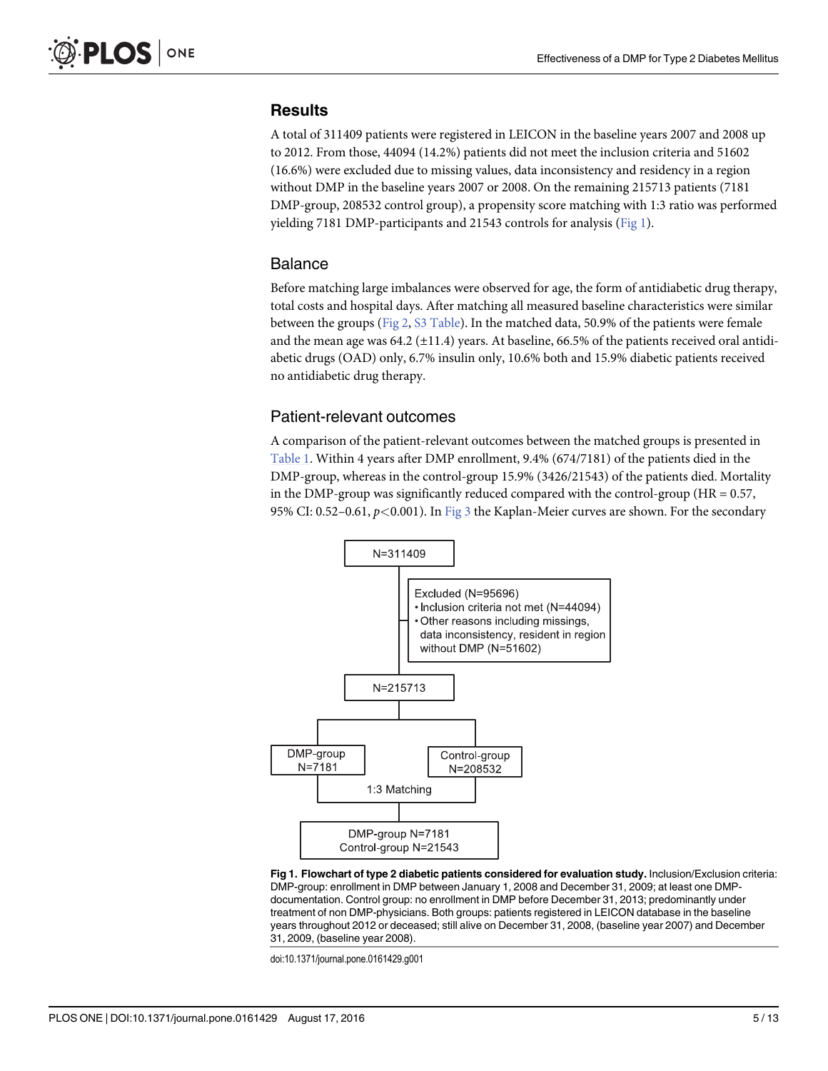## Results

A total of 311409 patients were registered in LEICON in the baseline years 2007 and 2008 up to 2012. From those, 44094 (14.2%) patients did not meet the inclusion criteria and 51602 (16.6%) were excluded due to missing values, data inconsistency and residency in a region without DMP in the baseline years 2007 or 2008. On the remaining 215713 patients (7181 DMP-group, 208532 control group), a propensity score matching with 1:3 ratio was performed yielding 7181 DMP-participants and 21543 controls for analysis (Fig 1).

### Balance

Before matching large imbalances were observed for age, the form of antidiabetic drug therapy, total costs and hospital days. After matching all measured baseline characteristics were similar between the groups (Fig 2, S3 Table). In the matched data, 50.9% of the patients were female and the mean age was 64.2 (±11.4) years. At baseline, 66.5% of the patients received oral antidiabetic drugs (OAD) only, 6.7% insulin only, 10.6% both and 15.9% diabetic patients received no antidiabetic drug therapy.

### Patient-relevant outcomes

A comparison of the patient-relevant outcomes between the matched groups is presented in Table 1. Within 4 years after DMP enrollment, 9.4% (674/7181) of the patients died in the DMP-group, whereas in the control-group 15.9% (3426/21543) of the patients died. Mortality in the DMP-group was significantly reduced compared with the control-group (HR = 0.57, 95% CI: 0.52–0.61, $p<0.001$). In Fig 3 the Kaplan-Meier curves are shown. For the secondary

N=311409

Excluded (N=95696)
- Inclusion criteria not met (N=44094)
- Other reasons including missings, data inconsistency, resident in region without DMP (N=51602)

N=215713

DMP-group N=7181 | Control-group N=208532

1:3 Matching

DMP-group N=7181
Control-group N=21543

**Fig 1. Flowchart of type 2 diabetic patients considered for evaluation study.** Inclusion/Exclusion criteria: DMP-group: enrollment in DMP between January 1, 2008 and December 31, 2009; at least one DMP-documentation. Control group: no enrollment in DMP before December 31, 2013; predominantly under treatment of non DMP-physicians. Both groups: patients registered in LEICON database in the baseline years throughout 2012 or deceased; still alive on December 31, 2008, (baseline year 2007) and December 31, 2009, (baseline year 2008).

doi:10.1371/journal.pone.0161429.g001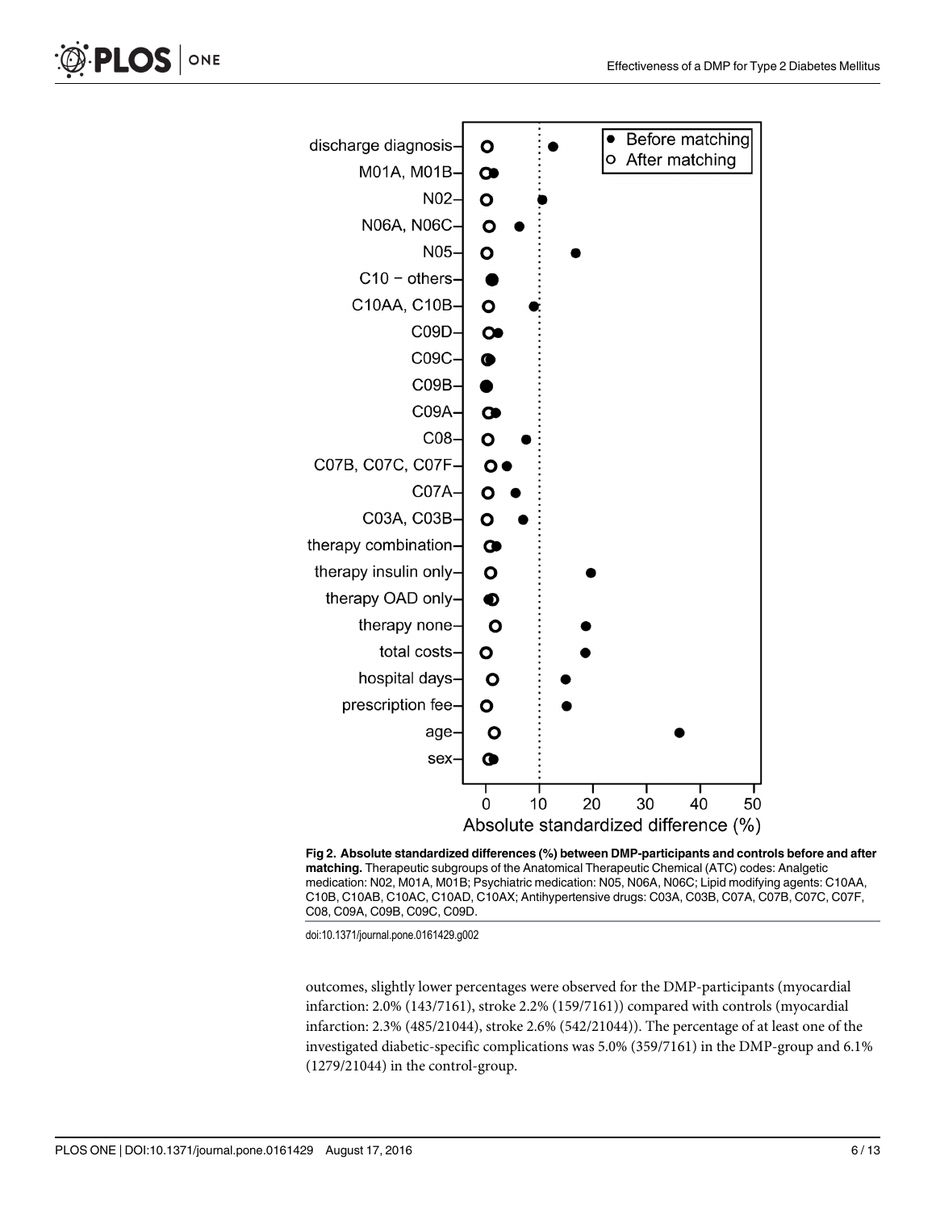Fig 2. Absolute standardized differences (%) between DMP-participants and controls before and after matching. Therapeutic subgroups of the Anatomical Therapeutic Chemical (ATC) codes: Analgetic medication: N02, M01A, M01B; Psychiatric medication: N05, N06A, N06C; Lipid modifying agents: C10AA, C10B, C10AB, C10AC, C10AD, C10AX; Antihypertensive drugs: C03A, C03B, C07A, C07B, C07C, C07F, C08, C09A, C09B, C09C, C09D.

doi:10.1371/journal.pone.0161429.g002

outcomes, slightly lower percentages were observed for the DMP-participants (myocardial infarction: 2.0% (143/7161), stroke 2.2% (159/7161)) compared with controls (myocardial infarction: 2.3% (485/21044), stroke 2.6% (542/21044)). The percentage of at least one of the investigated diabetic-specific complications was 5.0% (359/7161) in the DMP-group and 6.1% (1279/21044) in the control-group.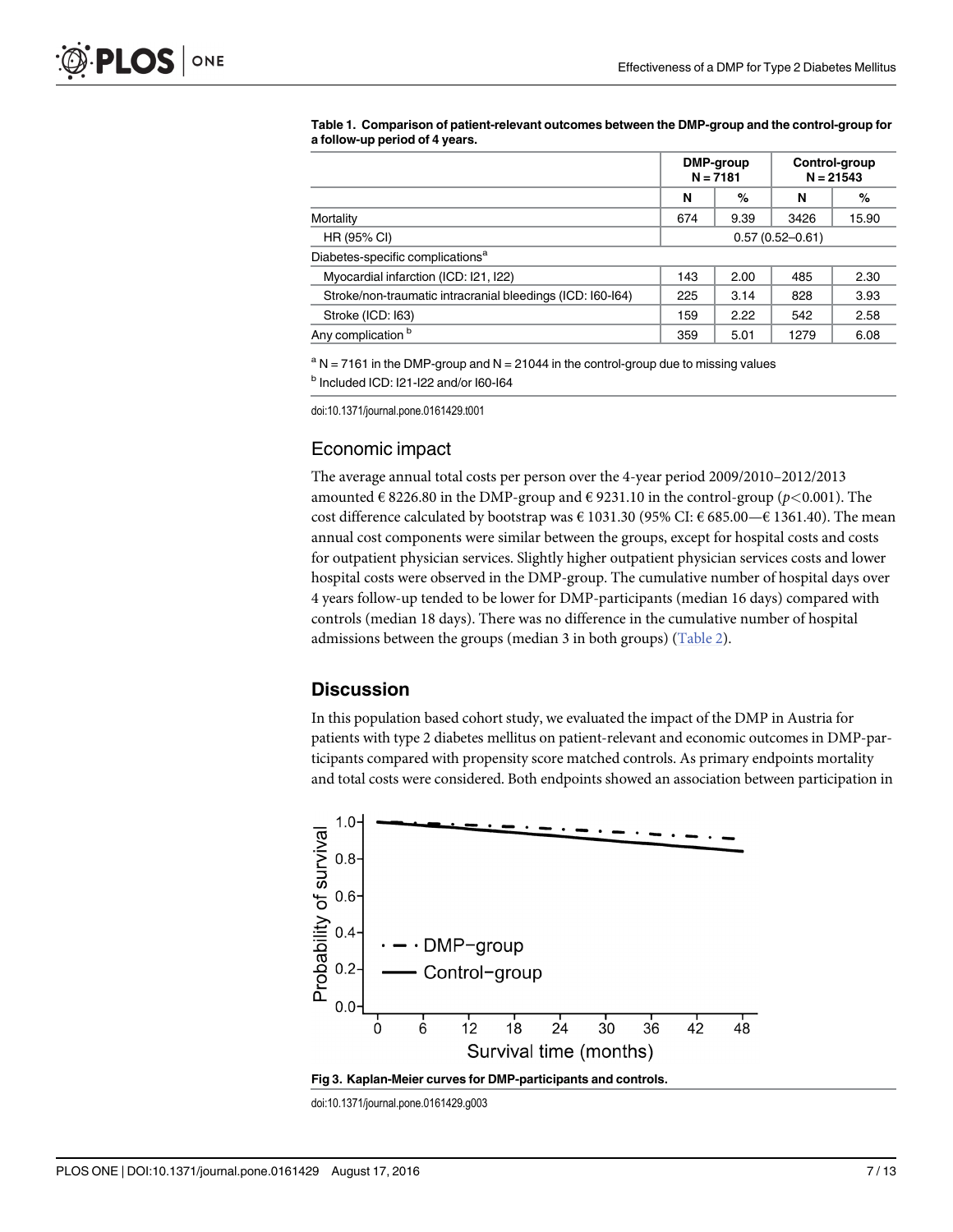**Table 1. Comparison of patient-relevant outcomes between the DMP-group and the control-group for a follow-up period of 4 years.**

| | DMP-group N = 7181 | | Control-group N = 21543 | |
|---|---|---|---|---|
| | N | % | N | % |
| Mortality | 674 | 9.39 | 3426 | 15.90 |
| HR (95% CI) | 0.57 (0.52–0.61) | | | |
| Diabetes-specific complications[a] | | | | |
| Myocardial infarction (ICD: I21, I22) | 143 | 2.00 | 485 | 2.30 |
| Stroke/non-traumatic intracranial bleedings (ICD: I60-I64) | 225 | 3.14 | 828 | 3.93 |
| Stroke (ICD: I63) | 159 | 2.22 | 542 | 2.58 |
| Any complication [b] | 359 | 5.01 | 1279 | 6.08 |

[a] N = 7161 in the DMP-group and N = 21044 in the control-group due to missing values

[b] Included ICD: I21-I22 and/or I60-I64

doi:10.1371/journal.pone.0161429.t001

## Economic impact

The average annual total costs per person over the 4-year period 2009/2010–2012/2013 amounted € 8226.80 in the DMP-group and € 9231.10 in the control-group ($p<0.001$). The cost difference calculated by bootstrap was € 1031.30 (95% CI: € 685.00—€ 1361.40). The mean annual cost components were similar between the groups, except for hospital costs and costs for outpatient physician services. Slightly higher outpatient physician services costs and lower hospital costs were observed in the DMP-group. The cumulative number of hospital days over 4 years follow-up tended to be lower for DMP-participants (median 16 days) compared with controls (median 18 days). There was no difference in the cumulative number of hospital admissions between the groups (median 3 in both groups) (Table 2).

## Discussion

In this population based cohort study, we evaluated the impact of the DMP in Austria for patients with type 2 diabetes mellitus on patient-relevant and economic outcomes in DMP-participants compared with propensity score matched controls. As primary endpoints mortality and total costs were considered. Both endpoints showed an association between participation in

**Fig 3. Kaplan-Meier curves for DMP-participants and controls.**

doi:10.1371/journal.pone.0161429.g003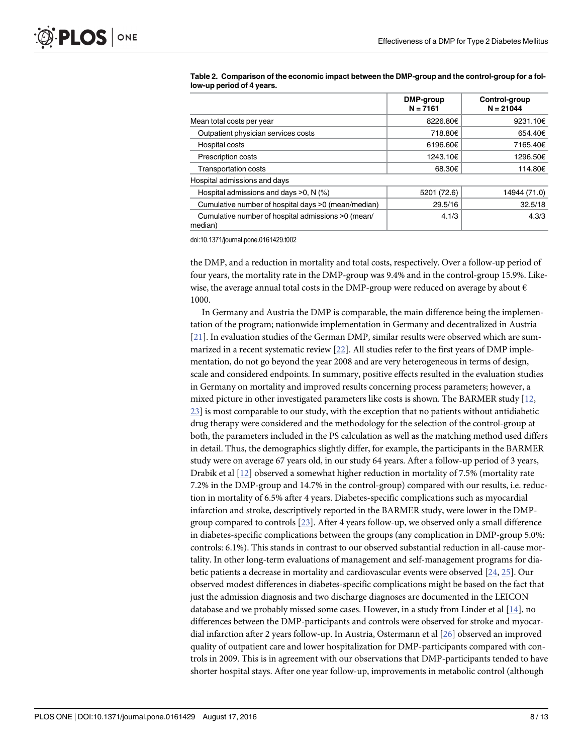**Table 2. Comparison of the economic impact between the DMP-group and the control-group for a follow-up period of 4 years.**

| | DMP-group N = 7161 | Control-group N = 21044 |
|---|---|---|
| Mean total costs per year | 8226.80€ | 9231.10€ |
| Outpatient physician services costs | 718.80€ | 654.40€ |
| Hospital costs | 6196.60€ | 7165.40€ |
| Prescription costs | 1243.10€ | 1296.50€ |
| Transportation costs | 68.30€ | 114.80€ |
| Hospital admissions and days | | |
| Hospital admissions and days >0, N (%) | 5201 (72.6) | 14944 (71.0) |
| Cumulative number of hospital days >0 (mean/median) | 29.5/16 | 32.5/18 |
| Cumulative number of hospital admissions >0 (mean/median) | 4.1/3 | 4.3/3 |

doi:10.1371/journal.pone.0161429.t002

the DMP, and a reduction in mortality and total costs, respectively. Over a follow-up period of four years, the mortality rate in the DMP-group was 9.4% and in the control-group 15.9%. Likewise, the average annual total costs in the DMP-group were reduced on average by about € 1000.

In Germany and Austria the DMP is comparable, the main difference being the implementation of the program; nationwide implementation in Germany and decentralized in Austria [21]. In evaluation studies of the German DMP, similar results were observed which are summarized in a recent systematic review [22]. All studies refer to the first years of DMP implementation, do not go beyond the year 2008 and are very heterogeneous in terms of design, scale and considered endpoints. In summary, positive effects resulted in the evaluation studies in Germany on mortality and improved results concerning process parameters; however, a mixed picture in other investigated parameters like costs is shown. The BARMER study [12, 23] is most comparable to our study, with the exception that no patients without antidiabetic drug therapy were considered and the methodology for the selection of the control-group at both, the parameters included in the PS calculation as well as the matching method used differs in detail. Thus, the demographics slightly differ, for example, the participants in the BARMER study were on average 67 years old, in our study 64 years. After a follow-up period of 3 years, Drabik et al [12] observed a somewhat higher reduction in mortality of 7.5% (mortality rate 7.2% in the DMP-group and 14.7% in the control-group) compared with our results, i.e. reduction in mortality of 6.5% after 4 years. Diabetes-specific complications such as myocardial infarction and stroke, descriptively reported in the BARMER study, were lower in the DMP-group compared to controls [23]. After 4 years follow-up, we observed only a small difference in diabetes-specific complications between the groups (any complication in DMP-group 5.0%: controls: 6.1%). This stands in contrast to our observed substantial reduction in all-cause mortality. In other long-term evaluations of management and self-management programs for diabetic patients a decrease in mortality and cardiovascular events were observed [24, 25]. Our observed modest differences in diabetes-specific complications might be based on the fact that just the admission diagnosis and two discharge diagnoses are documented in the LEICON database and we probably missed some cases. However, in a study from Linder et al [14], no differences between the DMP-participants and controls were observed for stroke and myocardial infarction after 2 years follow-up. In Austria, Ostermann et al [26] observed an improved quality of outpatient care and lower hospitalization for DMP-participants compared with controls in 2009. This is in agreement with our observations that DMP-participants tended to have shorter hospital stays. After one year follow-up, improvements in metabolic control (although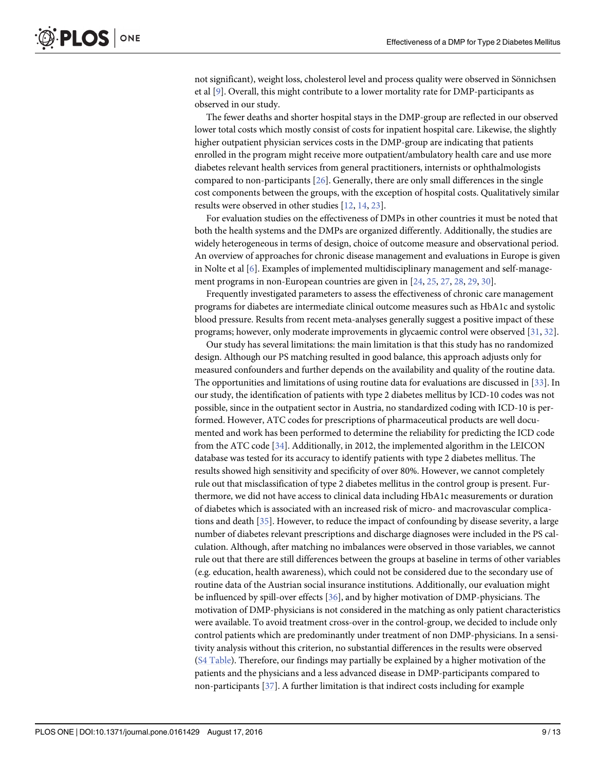not significant), weight loss, cholesterol level and process quality were observed in Sönnichsen et al [9]. Overall, this might contribute to a lower mortality rate for DMP-participants as observed in our study.

The fewer deaths and shorter hospital stays in the DMP-group are reflected in our observed lower total costs which mostly consist of costs for inpatient hospital care. Likewise, the slightly higher outpatient physician services costs in the DMP-group are indicating that patients enrolled in the program might receive more outpatient/ambulatory health care and use more diabetes relevant health services from general practitioners, internists or ophthalmologists compared to non-participants [26]. Generally, there are only small differences in the single cost components between the groups, with the exception of hospital costs. Qualitatively similar results were observed in other studies [12, 14, 23].

For evaluation studies on the effectiveness of DMPs in other countries it must be noted that both the health systems and the DMPs are organized differently. Additionally, the studies are widely heterogeneous in terms of design, choice of outcome measure and observational period. An overview of approaches for chronic disease management and evaluations in Europe is given in Nolte et al [6]. Examples of implemented multidisciplinary management and self-management programs in non-European countries are given in [24, 25, 27, 28, 29, 30].

Frequently investigated parameters to assess the effectiveness of chronic care management programs for diabetes are intermediate clinical outcome measures such as HbA1c and systolic blood pressure. Results from recent meta-analyses generally suggest a positive impact of these programs; however, only moderate improvements in glycaemic control were observed [31, 32].

Our study has several limitations: the main limitation is that this study has no randomized design. Although our PS matching resulted in good balance, this approach adjusts only for measured confounders and further depends on the availability and quality of the routine data. The opportunities and limitations of using routine data for evaluations are discussed in [33]. In our study, the identification of patients with type 2 diabetes mellitus by ICD-10 codes was not possible, since in the outpatient sector in Austria, no standardized coding with ICD-10 is performed. However, ATC codes for prescriptions of pharmaceutical products are well documented and work has been performed to determine the reliability for predicting the ICD code from the ATC code [34]. Additionally, in 2012, the implemented algorithm in the LEICON database was tested for its accuracy to identify patients with type 2 diabetes mellitus. The results showed high sensitivity and specificity of over 80%. However, we cannot completely rule out that misclassification of type 2 diabetes mellitus in the control group is present. Furthermore, we did not have access to clinical data including HbA1c measurements or duration of diabetes which is associated with an increased risk of micro- and macrovascular complications and death [35]. However, to reduce the impact of confounding by disease severity, a large number of diabetes relevant prescriptions and discharge diagnoses were included in the PS calculation. Although, after matching no imbalances were observed in those variables, we cannot rule out that there are still differences between the groups at baseline in terms of other variables (e.g. education, health awareness), which could not be considered due to the secondary use of routine data of the Austrian social insurance institutions. Additionally, our evaluation might be influenced by spill-over effects [36], and by higher motivation of DMP-physicians. The motivation of DMP-physicians is not considered in the matching as only patient characteristics were available. To avoid treatment cross-over in the control-group, we decided to include only control patients which are predominantly under treatment of non DMP-physicians. In a sensitivity analysis without this criterion, no substantial differences in the results were observed (S4 Table). Therefore, our findings may partially be explained by a higher motivation of the patients and the physicians and a less advanced disease in DMP-participants compared to non-participants [37]. A further limitation is that indirect costs including for example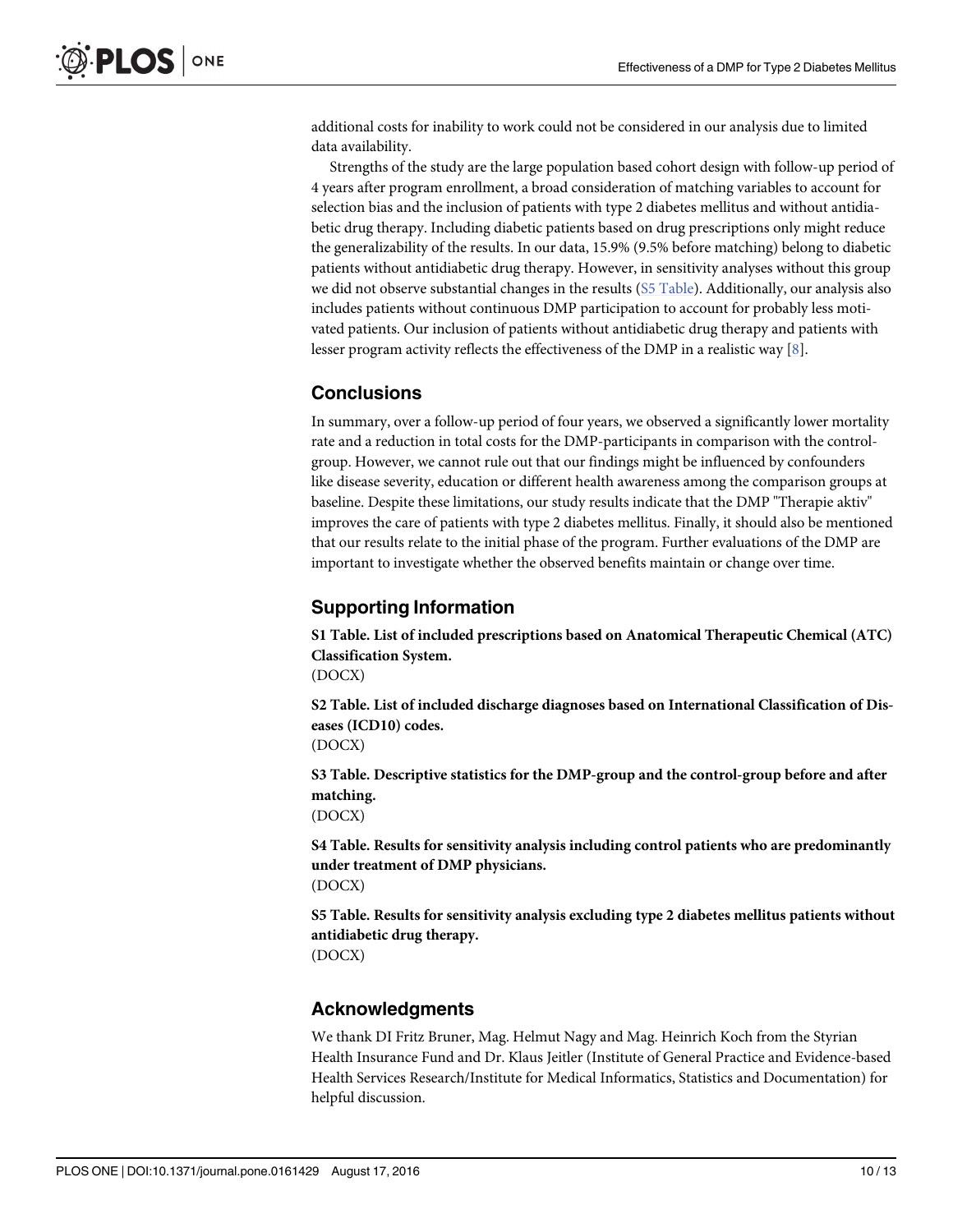additional costs for inability to work could not be considered in our analysis due to limited data availability.

Strengths of the study are the large population based cohort design with follow-up period of 4 years after program enrollment, a broad consideration of matching variables to account for selection bias and the inclusion of patients with type 2 diabetes mellitus and without antidiabetic drug therapy. Including diabetic patients based on drug prescriptions only might reduce the generalizability of the results. In our data, 15.9% (9.5% before matching) belong to diabetic patients without antidiabetic drug therapy. However, in sensitivity analyses without this group we did not observe substantial changes in the results (S5 Table). Additionally, our analysis also includes patients without continuous DMP participation to account for probably less motivated patients. Our inclusion of patients without antidiabetic drug therapy and patients with lesser program activity reflects the effectiveness of the DMP in a realistic way [8].

## Conclusions

In summary, over a follow-up period of four years, we observed a significantly lower mortality rate and a reduction in total costs for the DMP-participants in comparison with the control-group. However, we cannot rule out that our findings might be influenced by confounders like disease severity, education or different health awareness among the comparison groups at baseline. Despite these limitations, our study results indicate that the DMP "Therapie aktiv" improves the care of patients with type 2 diabetes mellitus. Finally, it should also be mentioned that our results relate to the initial phase of the program. Further evaluations of the DMP are important to investigate whether the observed benefits maintain or change over time.

## Supporting Information

**S1 Table. List of included prescriptions based on Anatomical Therapeutic Chemical (ATC) Classification System.**
(DOCX)

**S2 Table. List of included discharge diagnoses based on International Classification of Diseases (ICD10) codes.**
(DOCX)

**S3 Table. Descriptive statistics for the DMP-group and the control-group before and after matching.**
(DOCX)

**S4 Table. Results for sensitivity analysis including control patients who are predominantly under treatment of DMP physicians.**
(DOCX)

**S5 Table. Results for sensitivity analysis excluding type 2 diabetes mellitus patients without antidiabetic drug therapy.**
(DOCX)

## Acknowledgments

We thank DI Fritz Bruner, Mag. Helmut Nagy and Mag. Heinrich Koch from the Styrian Health Insurance Fund and Dr. Klaus Jeitler (Institute of General Practice and Evidence-based Health Services Research/Institute for Medical Informatics, Statistics and Documentation) for helpful discussion.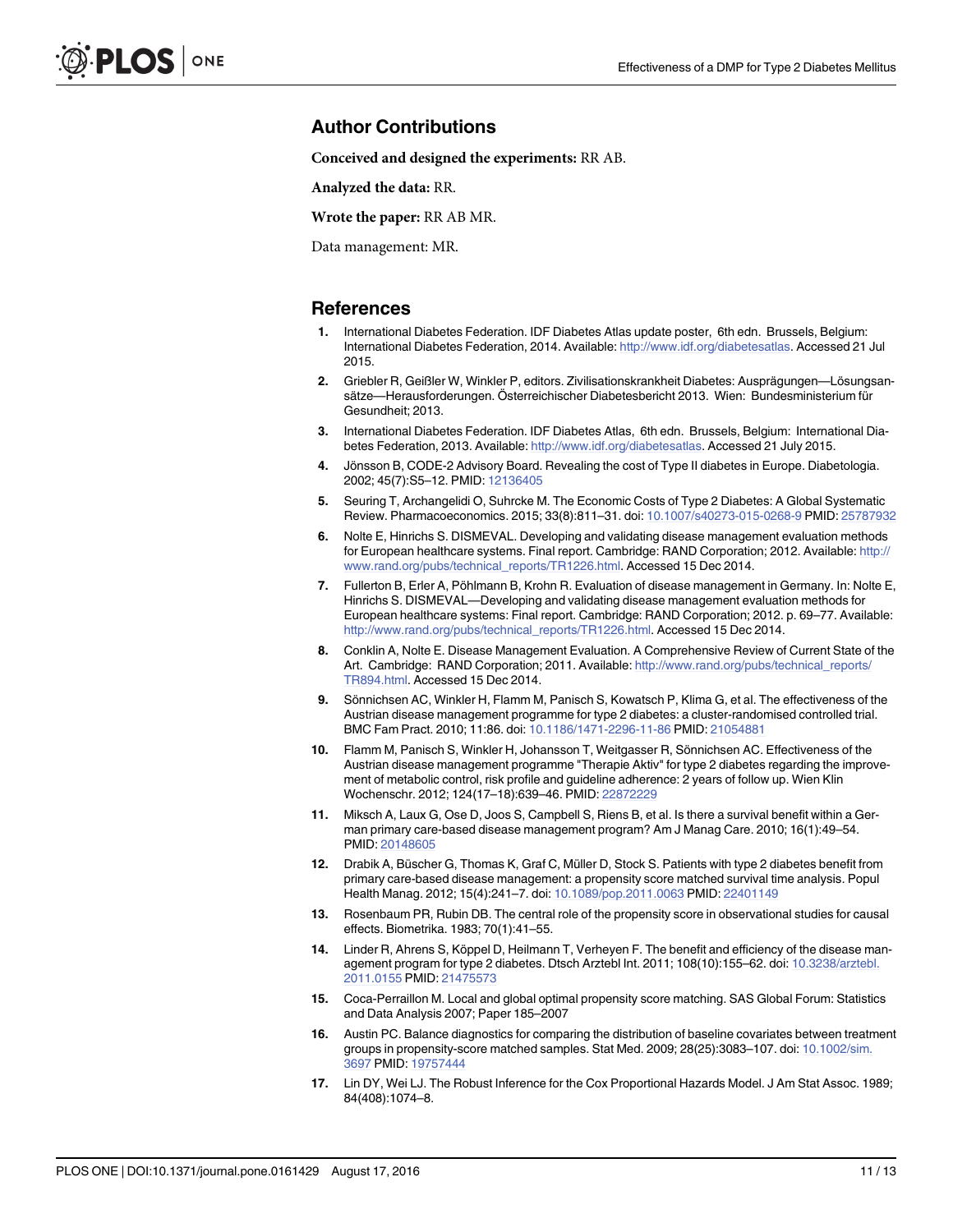## Author Contributions

**Conceived and designed the experiments:** RR AB.

**Analyzed the data:** RR.

**Wrote the paper:** RR AB MR.

Data management: MR.

## References

1. International Diabetes Federation. IDF Diabetes Atlas update poster, 6th edn. Brussels, Belgium: International Diabetes Federation, 2014. Available: http://www.idf.org/diabetesatlas. Accessed 21 Jul 2015.
2. Griebler R, Geißler W, Winkler P, editors. Zivilisationskrankheit Diabetes: Ausprägungen—Lösungsansätze—Herausforderungen. Österreichischer Diabetesbericht 2013. Wien: Bundesministerium für Gesundheit; 2013.
3. International Diabetes Federation. IDF Diabetes Atlas, 6th edn. Brussels, Belgium: International Diabetes Federation, 2013. Available: http://www.idf.org/diabetesatlas. Accessed 21 July 2015.
4. Jönsson B, CODE-2 Advisory Board. Revealing the cost of Type II diabetes in Europe. Diabetologia. 2002; 45(7):S5–12. PMID: 12136405
5. Seuring T, Archangelidi O, Suhrcke M. The Economic Costs of Type 2 Diabetes: A Global Systematic Review. Pharmacoeconomics. 2015; 33(8):811–31. doi: 10.1007/s40273-015-0268-9 PMID: 25787932
6. Nolte E, Hinrichs S. DISMEVAL. Developing and validating disease management evaluation methods for European healthcare systems. Final report. Cambridge: RAND Corporation; 2012. Available: http://www.rand.org/pubs/technical_reports/TR1226.html. Accessed 15 Dec 2014.
7. Fullerton B, Erler A, Pöhlmann B, Krohn R. Evaluation of disease management in Germany. In: Nolte E, Hinrichs S. DISMEVAL—Developing and validating disease management evaluation methods for European healthcare systems: Final report. Cambridge: RAND Corporation; 2012. p. 69–77. Available: http://www.rand.org/pubs/technical_reports/TR1226.html. Accessed 15 Dec 2014.
8. Conklin A, Nolte E. Disease Management Evaluation. A Comprehensive Review of Current State of the Art. Cambridge: RAND Corporation; 2011. Available: http://www.rand.org/pubs/technical_reports/TR894.html. Accessed 15 Dec 2014.
9. Sönnichsen AC, Winkler H, Flamm M, Panisch S, Kowatsch P, Klima G, et al. The effectiveness of the Austrian disease management programme for type 2 diabetes: a cluster-randomised controlled trial. BMC Fam Pract. 2010; 11:86. doi: 10.1186/1471-2296-11-86 PMID: 21054881
10. Flamm M, Panisch S, Winkler H, Johansson T, Weitgasser R, Sönnichsen AC. Effectiveness of the Austrian disease management programme "Therapie Aktiv" for type 2 diabetes regarding the improvement of metabolic control, risk profile and guideline adherence: 2 years of follow up. Wien Klin Wochenschr. 2012; 124(17–18):639–46. PMID: 22872229
11. Miksch A, Laux G, Ose D, Joos S, Campbell S, Riens B, et al. Is there a survival benefit within a German primary care-based disease management program? Am J Manag Care. 2010; 16(1):49–54. PMID: 20148605
12. Drabik A, Büscher G, Thomas K, Graf C, Müller D, Stock S. Patients with type 2 diabetes benefit from primary care-based disease management: a propensity score matched survival time analysis. Popul Health Manag. 2012; 15(4):241–7. doi: 10.1089/pop.2011.0063 PMID: 22401149
13. Rosenbaum PR, Rubin DB. The central role of the propensity score in observational studies for causal effects. Biometrika. 1983; 70(1):41–55.
14. Linder R, Ahrens S, Köppel D, Heilmann T, Verheyen F. The benefit and efficiency of the disease management program for type 2 diabetes. Dtsch Arztebl Int. 2011; 108(10):155–62. doi: 10.3238/arztebl.2011.0155 PMID: 21475573
15. Coca-Perraillon M. Local and global optimal propensity score matching. SAS Global Forum: Statistics and Data Analysis 2007; Paper 185–2007
16. Austin PC. Balance diagnostics for comparing the distribution of baseline covariates between treatment groups in propensity-score matched samples. Stat Med. 2009; 28(25):3083–107. doi: 10.1002/sim.3697 PMID: 19757444
17. Lin DY, Wei LJ. The Robust Inference for the Cox Proportional Hazards Model. J Am Stat Assoc. 1989; 84(408):1074–8.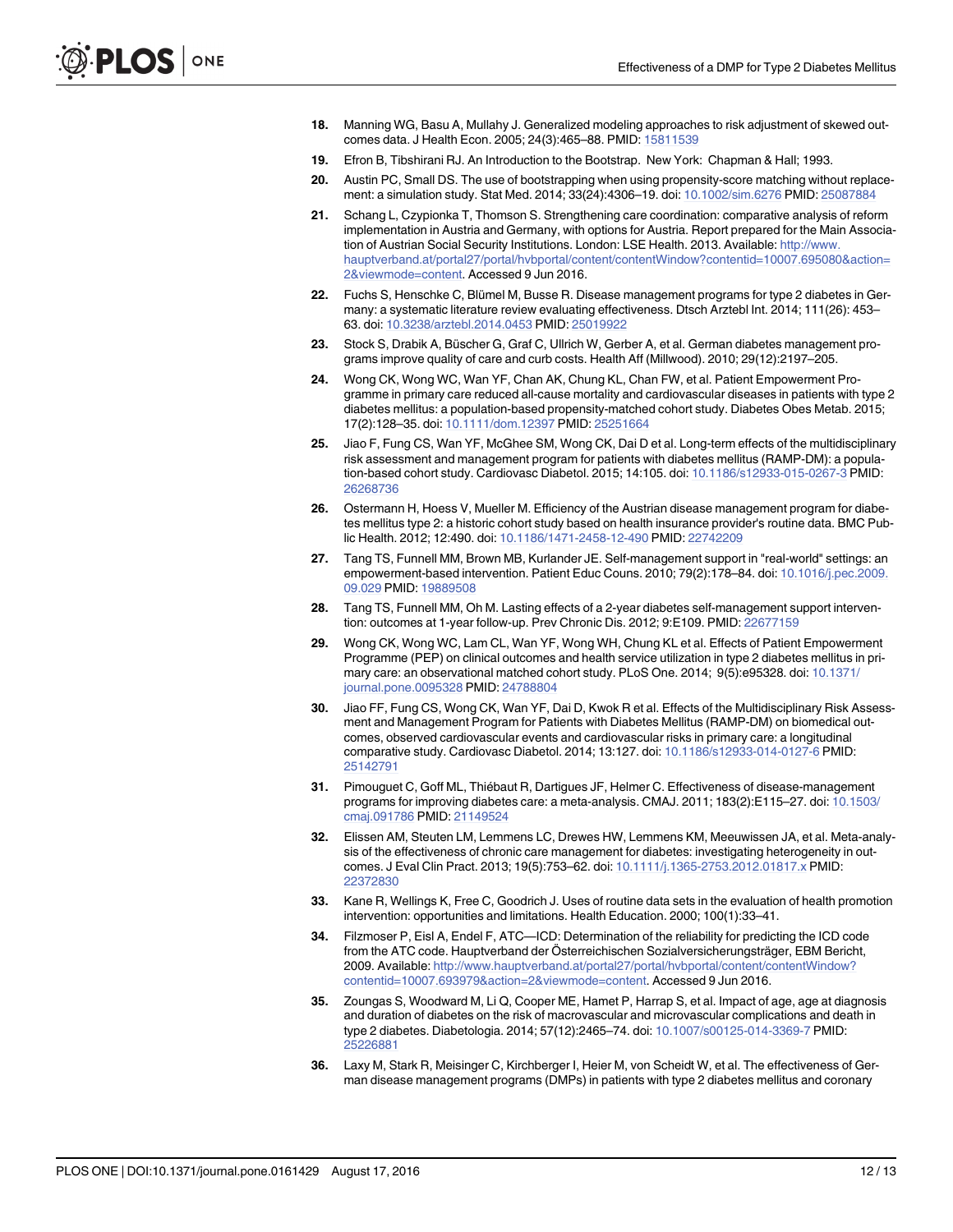18. Manning WG, Basu A, Mullahy J. Generalized modeling approaches to risk adjustment of skewed outcomes data. J Health Econ. 2005; 24(3):465–88. PMID: 15811539

19. Efron B, Tibshirani RJ. An Introduction to the Bootstrap. New York: Chapman & Hall; 1993.

20. Austin PC, Small DS. The use of bootstrapping when using propensity-score matching without replacement: a simulation study. Stat Med. 2014; 33(24):4306–19. doi: 10.1002/sim.6276 PMID: 25087884

21. Schang L, Czypionka T, Thomson S. Strengthening care coordination: comparative analysis of reform implementation in Austria and Germany, with options for Austria. Report prepared for the Main Association of Austrian Social Security Institutions. London: LSE Health. 2013. Available: http://www.hauptverband.at/portal27/portal/hvbportal/content/contentWindow?contentid=10007.695080&action=2&viewmode=content. Accessed 9 Jun 2016.

22. Fuchs S, Henschke C, Blümel M, Busse R. Disease management programs for type 2 diabetes in Germany: a systematic literature review evaluating effectiveness. Dtsch Arztebl Int. 2014; 111(26): 453–63. doi: 10.3238/arztebl.2014.0453 PMID: 25019922

23. Stock S, Drabik A, Büscher G, Graf C, Ullrich W, Gerber A, et al. German diabetes management programs improve quality of care and curb costs. Health Aff (Millwood). 2010; 29(12):2197–205.

24. Wong CK, Wong WC, Wan YF, Chan AK, Chung KL, Chan FW, et al. Patient Empowerment Programme in primary care reduced all-cause mortality and cardiovascular diseases in patients with type 2 diabetes mellitus: a population-based propensity-matched cohort study. Diabetes Obes Metab. 2015; 17(2):128–35. doi: 10.1111/dom.12397 PMID: 25251664

25. Jiao F, Fung CS, Wan YF, McGhee SM, Wong CK, Dai D et al. Long-term effects of the multidisciplinary risk assessment and management program for patients with diabetes mellitus (RAMP-DM): a population-based cohort study. Cardiovasc Diabetol. 2015; 14:105. doi: 10.1186/s12933-015-0267-3 PMID: 26268736

26. Ostermann H, Hoess V, Mueller M. Efficiency of the Austrian disease management program for diabetes mellitus type 2: a historic cohort study based on health insurance provider's routine data. BMC Public Health. 2012; 12:490. doi: 10.1186/1471-2458-12-490 PMID: 22742209

27. Tang TS, Funnell MM, Brown MB, Kurlander JE. Self-management support in "real-world" settings: an empowerment-based intervention. Patient Educ Couns. 2010; 79(2):178–84. doi: 10.1016/j.pec.2009.09.029 PMID: 19889508

28. Tang TS, Funnell MM, Oh M. Lasting effects of a 2-year diabetes self-management support intervention: outcomes at 1-year follow-up. Prev Chronic Dis. 2012; 9:E109. PMID: 22677159

29. Wong CK, Wong WC, Lam CL, Wan YF, Wong WH, Chung KL et al. Effects of Patient Empowerment Programme (PEP) on clinical outcomes and health service utilization in type 2 diabetes mellitus in primary care: an observational matched cohort study. PLoS One. 2014; 9(5):e95328. doi: 10.1371/journal.pone.0095328 PMID: 24788804

30. Jiao FF, Fung CS, Wong CK, Wan YF, Dai D, Kwok R et al. Effects of the Multidisciplinary Risk Assessment and Management Program for Patients with Diabetes Mellitus (RAMP-DM) on biomedical outcomes, observed cardiovascular events and cardiovascular risks in primary care: a longitudinal comparative study. Cardiovasc Diabetol. 2014; 13:127. doi: 10.1186/s12933-014-0127-6 PMID: 25142791

31. Pimouguet C, Goff ML, Thiébaut R, Dartigues JF, Helmer C. Effectiveness of disease-management programs for improving diabetes care: a meta-analysis. CMAJ. 2011; 183(2):E115–27. doi: 10.1503/cmaj.091786 PMID: 21149524

32. Elissen AM, Steuten LM, Lemmens LC, Drewes HW, Lemmens KM, Meeuwissen JA, et al. Meta-analysis of the effectiveness of chronic care management for diabetes: investigating heterogeneity in outcomes. J Eval Clin Pract. 2013; 19(5):753–62. doi: 10.1111/j.1365-2753.2012.01817.x PMID: 22372830

33. Kane R, Wellings K, Free C, Goodrich J. Uses of routine data sets in the evaluation of health promotion intervention: opportunities and limitations. Health Education. 2000; 100(1):33–41.

34. Filzmoser P, Eisl A, Endel F, ATC—ICD: Determination of the reliability for predicting the ICD code from the ATC code. Hauptverband der Österreichischen Sozialversicherungsträger, EBM Bericht, 2009. Available: http://www.hauptverband.at/portal27/portal/hvbportal/content/contentWindow?contentid=10007.693979&action=2&viewmode=content. Accessed 9 Jun 2016.

35. Zoungas S, Woodward M, Li Q, Cooper ME, Hamet P, Harrap S, et al. Impact of age, age at diagnosis and duration of diabetes on the risk of macrovascular and microvascular complications and death in type 2 diabetes. Diabetologia. 2014; 57(12):2465–74. doi: 10.1007/s00125-014-3369-7 PMID: 25226881

36. Laxy M, Stark R, Meisinger C, Kirchberger I, Heier M, von Scheidt W, et al. The effectiveness of German disease management programs (DMPs) in patients with type 2 diabetes mellitus and coronary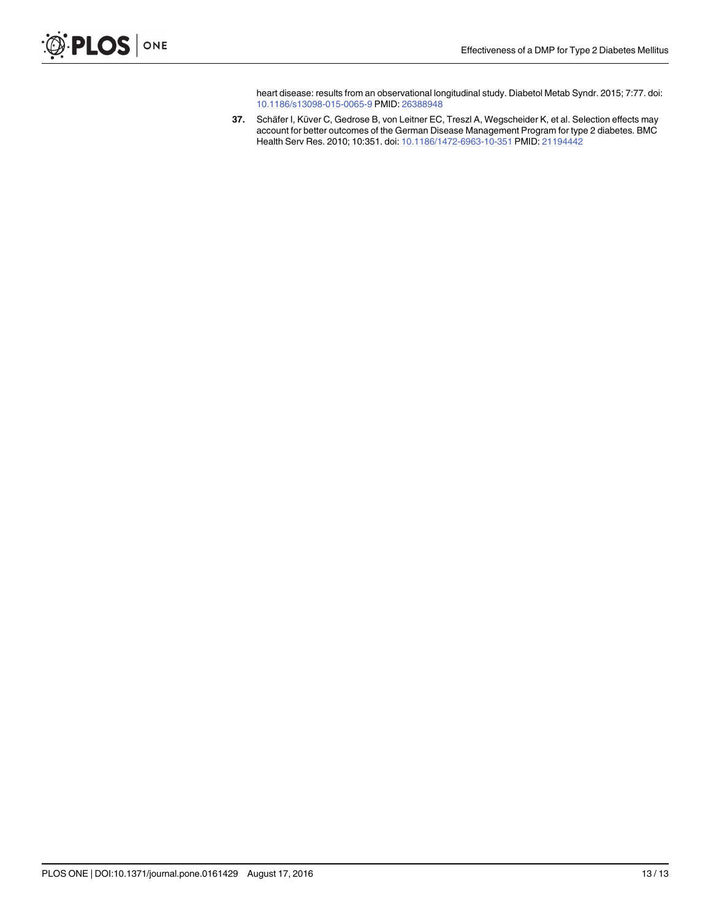heart disease: results from an observational longitudinal study. Diabetol Metab Syndr. 2015; 7:77. doi: 10.1186/s13098-015-0065-9 PMID: 26388948

37. Schäfer I, Küver C, Gedrose B, von Leitner EC, Treszl A, Wegscheider K, et al. Selection effects may account for better outcomes of the German Disease Management Program for type 2 diabetes. BMC Health Serv Res. 2010; 10:351. doi: 10.1186/1472-6963-10-351 PMID: 21194442